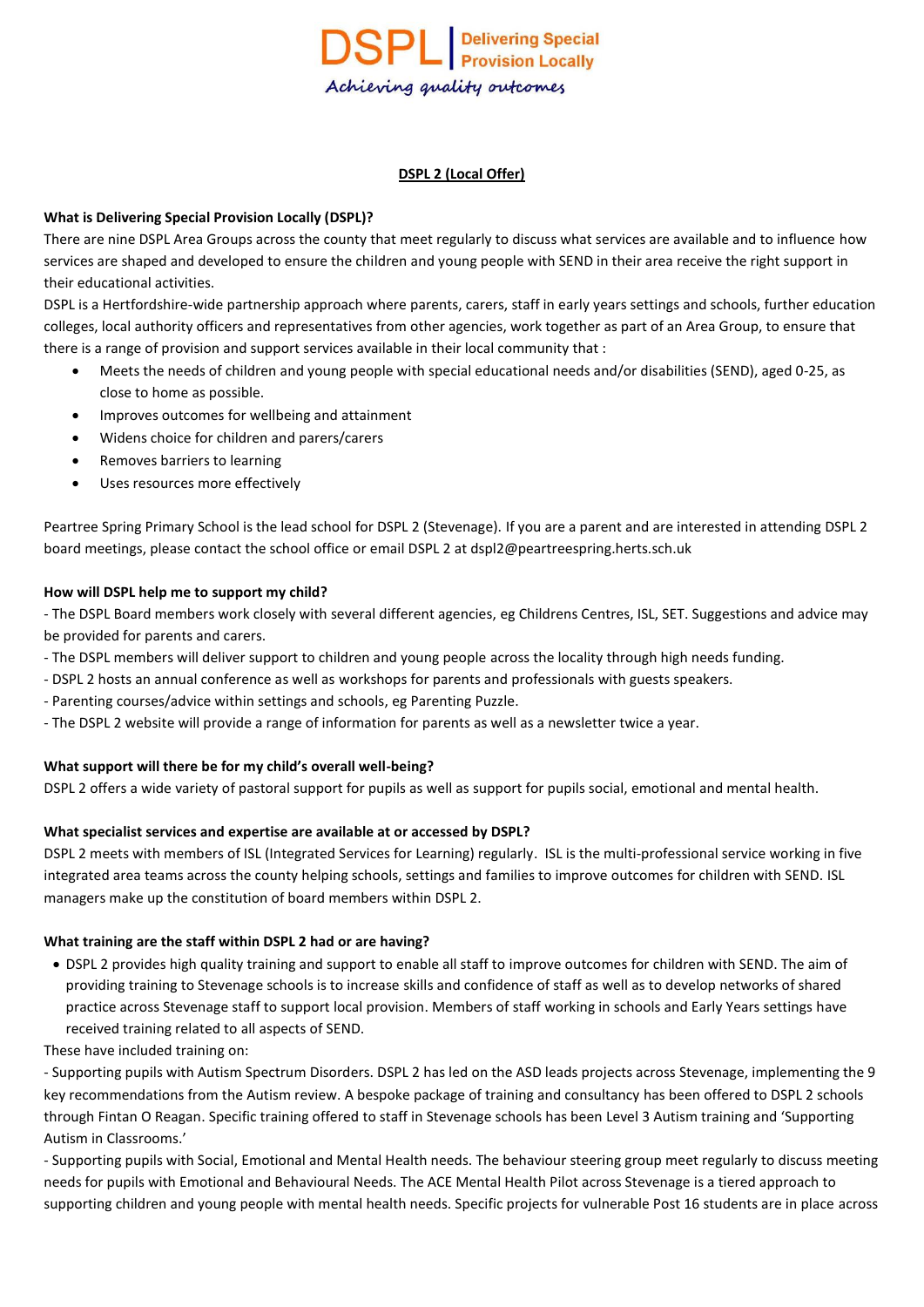DSPL | Delivering Special Provision Locally

*Achieving quality outcomes*

**DSPL 2 (Local Offer)**

**What is Delivering Special Provision Locally (DSPL)?**

There are nine DSPL Area Groups across the county that meet regularly to discuss what services are available and to influence how services are shaped and developed to ensure the children and young people with SEND in their area receive the right support in their educational activities.

DSPL is a Hertfordshire-wide partnership approach where parents, carers, staff in early years settings and schools, further education colleges, local authority officers and representatives from other agencies, work together as part of an Area Group, to ensure that there is a range of provision and support services available in their local community that :

- Meets the needs of children and young people with special educational needs and/or disabilities (SEND), aged 0-25, as close to home as possible.
- Improves outcomes for wellbeing and attainment
- Widens choice for children and parers/carers
- Removes barriers to learning
- Uses resources more effectively

Peartree Spring Primary School is the lead school for DSPL 2 (Stevenage). If you are a parent and are interested in attending DSPL 2 board meetings, please contact the school office or email DSPL 2 at dspl2@peartreespring.herts.sch.uk

**How will DSPL help me to support my child?**

- The DSPL Board members work closely with several different agencies, eg Childrens Centres, ISL, SET. Suggestions and advice may be provided for parents and carers.
- The DSPL members will deliver support to children and young people across the locality through high needs funding.
- DSPL 2 hosts an annual conference as well as workshops for parents and professionals with guests speakers.
- Parenting courses/advice within settings and schools, eg Parenting Puzzle.
- The DSPL 2 website will provide a range of information for parents as well as a newsletter twice a year.

**What support will there be for my child's overall well-being?**

DSPL 2 offers a wide variety of pastoral support for pupils as well as support for pupils social, emotional and mental health.

**What specialist services and expertise are available at or accessed by DSPL?**

DSPL 2 meets with members of ISL (Integrated Services for Learning) regularly. ISL is the multi-professional service working in five integrated area teams across the county helping schools, settings and families to improve outcomes for children with SEND. ISL managers make up the constitution of board members within DSPL 2.

**What training are the staff within DSPL 2 had or are having?**

- DSPL 2 provides high quality training and support to enable all staff to improve outcomes for children with SEND. The aim of providing training to Stevenage schools is to increase skills and confidence of staff as well as to develop networks of shared practice across Stevenage staff to support local provision. Members of staff working in schools and Early Years settings have received training related to all aspects of SEND.

These have included training on:

- Supporting pupils with Autism Spectrum Disorders. DSPL 2 has led on the ASD leads projects across Stevenage, implementing the 9 key recommendations from the Autism review. A bespoke package of training and consultancy has been offered to DSPL 2 schools through Fintan O Reagan. Specific training offered to staff in Stevenage schools has been Level 3 Autism training and 'Supporting Autism in Classrooms.'
- Supporting pupils with Social, Emotional and Mental Health needs. The behaviour steering group meet regularly to discuss meeting needs for pupils with Emotional and Behavioural Needs. The ACE Mental Health Pilot across Stevenage is a tiered approach to supporting children and young people with mental health needs. Specific projects for vulnerable Post 16 students are in place across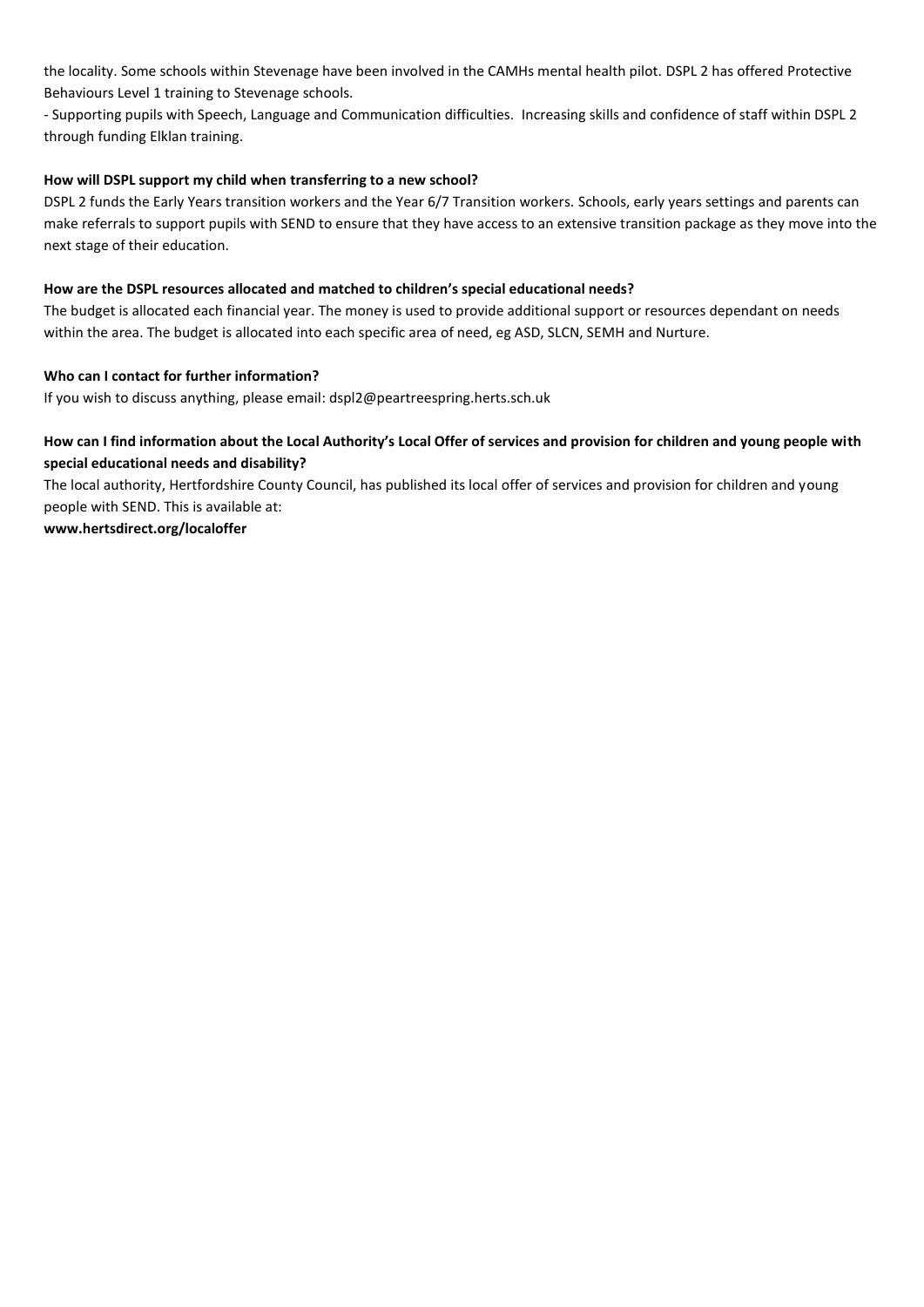the locality. Some schools within Stevenage have been involved in the CAMHs mental health pilot. DSPL 2 has offered Protective Behaviours Level 1 training to Stevenage schools.

- Supporting pupils with Speech, Language and Communication difficulties. Increasing skills and confidence of staff within DSPL 2 through funding Elklan training.

**How will DSPL support my child when transferring to a new school?**

DSPL 2 funds the Early Years transition workers and the Year 6/7 Transition workers. Schools, early years settings and parents can make referrals to support pupils with SEND to ensure that they have access to an extensive transition package as they move into the next stage of their education.

**How are the DSPL resources allocated and matched to children's special educational needs?**

The budget is allocated each financial year. The money is used to provide additional support or resources dependant on needs within the area. The budget is allocated into each specific area of need, eg ASD, SLCN, SEMH and Nurture.

**Who can I contact for further information?**

If you wish to discuss anything, please email: dspl2@peartreespring.herts.sch.uk

**How can I find information about the Local Authority's Local Offer of services and provision for children and young people with special educational needs and disability?**

The local authority, Hertfordshire County Council, has published its local offer of services and provision for children and young people with SEND. This is available at:

**www.hertsdirect.org/localoffer**